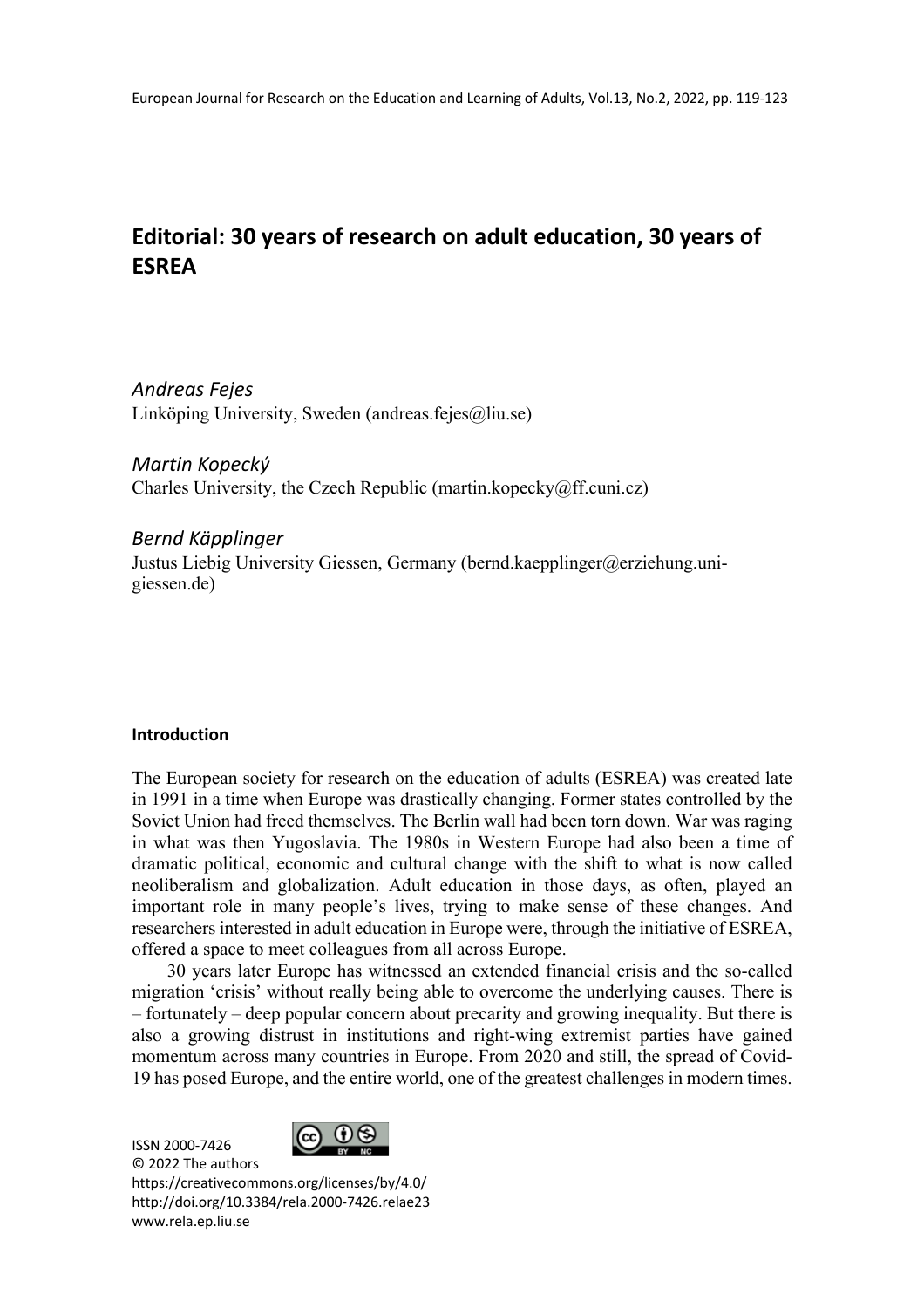# Editorial: 30 years of research on adult education, 30 years of ESREA

*Andreas Fejes*
Linköping University, Sweden (andreas.fejes@liu.se)

*Martin Kopecký*
Charles University, the Czech Republic (martin.kopecky@ff.cuni.cz)

*Bernd Käpplinger*
Justus Liebig University Giessen, Germany (bernd.kaepplinger@erziehung.uni-giessen.de)

## Introduction

The European society for research on the education of adults (ESREA) was created late in 1991 in a time when Europe was drastically changing. Former states controlled by the Soviet Union had freed themselves. The Berlin wall had been torn down. War was raging in what was then Yugoslavia. The 1980s in Western Europe had also been a time of dramatic political, economic and cultural change with the shift to what is now called neoliberalism and globalization. Adult education in those days, as often, played an important role in many people's lives, trying to make sense of these changes. And researchers interested in adult education in Europe were, through the initiative of ESREA, offered a space to meet colleagues from all across Europe.

30 years later Europe has witnessed an extended financial crisis and the so-called migration 'crisis' without really being able to overcome the underlying causes. There is – fortunately – deep popular concern about precarity and growing inequality. But there is also a growing distrust in institutions and right-wing extremist parties have gained momentum across many countries in Europe. From 2020 and still, the spread of Covid-19 has posed Europe, and the entire world, one of the greatest challenges in modern times.

ISSN 2000-7426
© 2022 The authors
https://creativecommons.org/licenses/by/4.0/
http://doi.org/10.3384/rela.2000-7426.relae23
www.rela.ep.liu.se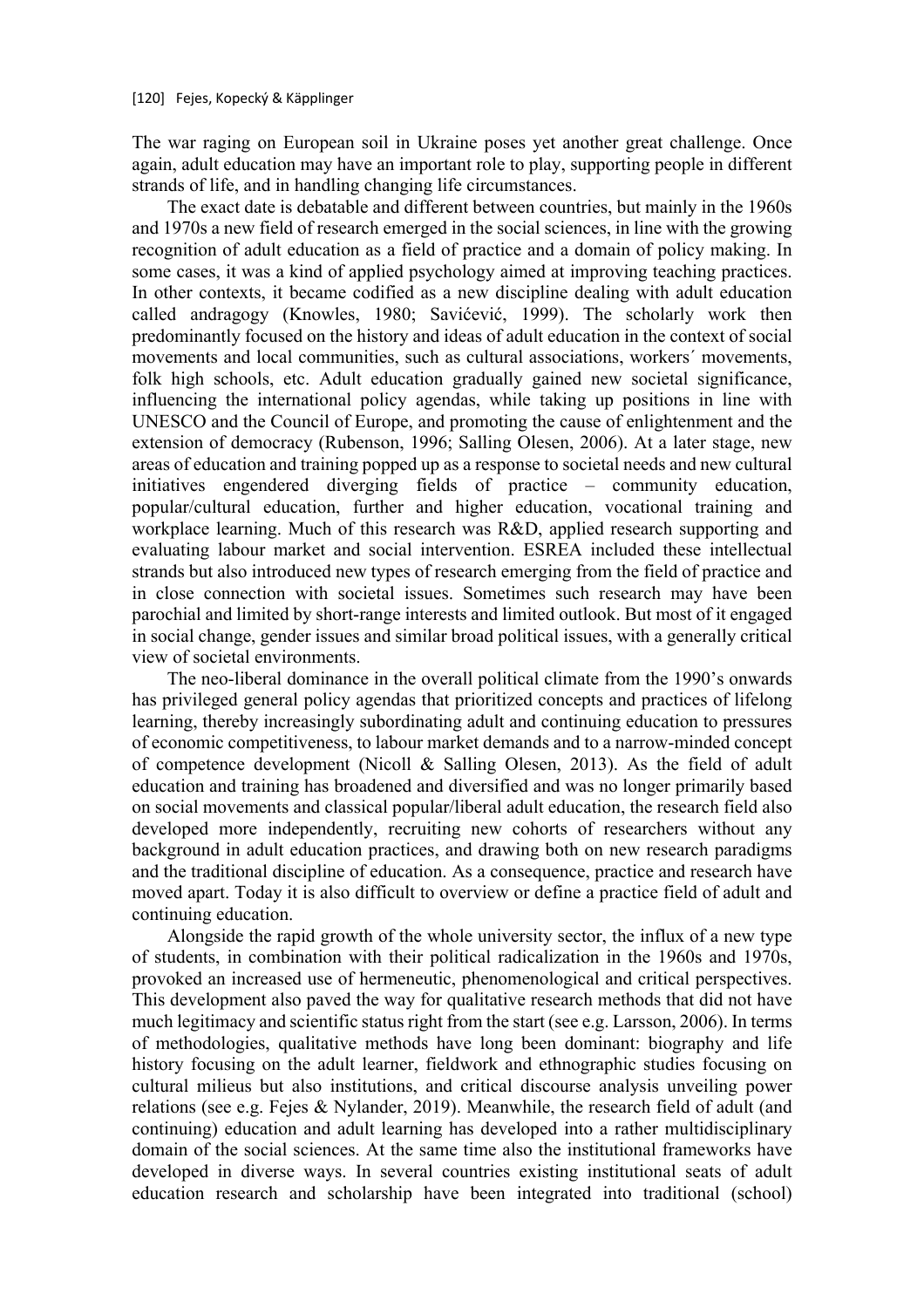The war raging on European soil in Ukraine poses yet another great challenge. Once again, adult education may have an important role to play, supporting people in different strands of life, and in handling changing life circumstances.

The exact date is debatable and different between countries, but mainly in the 1960s and 1970s a new field of research emerged in the social sciences, in line with the growing recognition of adult education as a field of practice and a domain of policy making. In some cases, it was a kind of applied psychology aimed at improving teaching practices. In other contexts, it became codified as a new discipline dealing with adult education called andragogy (Knowles, 1980; Savićević, 1999). The scholarly work then predominantly focused on the history and ideas of adult education in the context of social movements and local communities, such as cultural associations, workers´ movements, folk high schools, etc. Adult education gradually gained new societal significance, influencing the international policy agendas, while taking up positions in line with UNESCO and the Council of Europe, and promoting the cause of enlightenment and the extension of democracy (Rubenson, 1996; Salling Olesen, 2006). At a later stage, new areas of education and training popped up as a response to societal needs and new cultural initiatives engendered diverging fields of practice – community education, popular/cultural education, further and higher education, vocational training and workplace learning. Much of this research was R&D, applied research supporting and evaluating labour market and social intervention. ESREA included these intellectual strands but also introduced new types of research emerging from the field of practice and in close connection with societal issues. Sometimes such research may have been parochial and limited by short-range interests and limited outlook. But most of it engaged in social change, gender issues and similar broad political issues, with a generally critical view of societal environments.

The neo-liberal dominance in the overall political climate from the 1990's onwards has privileged general policy agendas that prioritized concepts and practices of lifelong learning, thereby increasingly subordinating adult and continuing education to pressures of economic competitiveness, to labour market demands and to a narrow-minded concept of competence development (Nicoll & Salling Olesen, 2013). As the field of adult education and training has broadened and diversified and was no longer primarily based on social movements and classical popular/liberal adult education, the research field also developed more independently, recruiting new cohorts of researchers without any background in adult education practices, and drawing both on new research paradigms and the traditional discipline of education. As a consequence, practice and research have moved apart. Today it is also difficult to overview or define a practice field of adult and continuing education.

Alongside the rapid growth of the whole university sector, the influx of a new type of students, in combination with their political radicalization in the 1960s and 1970s, provoked an increased use of hermeneutic, phenomenological and critical perspectives. This development also paved the way for qualitative research methods that did not have much legitimacy and scientific status right from the start (see e.g. Larsson, 2006). In terms of methodologies, qualitative methods have long been dominant: biography and life history focusing on the adult learner, fieldwork and ethnographic studies focusing on cultural milieus but also institutions, and critical discourse analysis unveiling power relations (see e.g. Fejes & Nylander, 2019). Meanwhile, the research field of adult (and continuing) education and adult learning has developed into a rather multidisciplinary domain of the social sciences. At the same time also the institutional frameworks have developed in diverse ways. In several countries existing institutional seats of adult education research and scholarship have been integrated into traditional (school)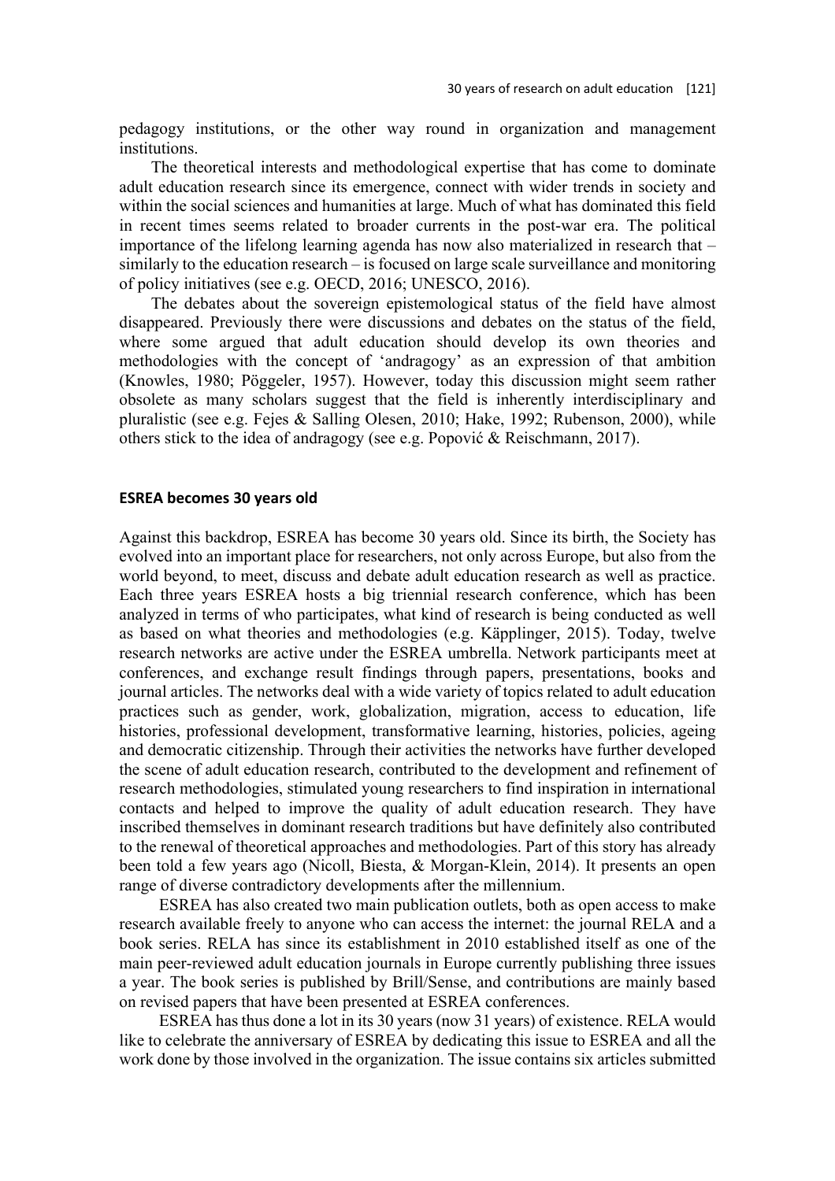pedagogy institutions, or the other way round in organization and management institutions.

The theoretical interests and methodological expertise that has come to dominate adult education research since its emergence, connect with wider trends in society and within the social sciences and humanities at large. Much of what has dominated this field in recent times seems related to broader currents in the post-war era. The political importance of the lifelong learning agenda has now also materialized in research that – similarly to the education research – is focused on large scale surveillance and monitoring of policy initiatives (see e.g. OECD, 2016; UNESCO, 2016).

The debates about the sovereign epistemological status of the field have almost disappeared. Previously there were discussions and debates on the status of the field, where some argued that adult education should develop its own theories and methodologies with the concept of 'andragogy' as an expression of that ambition (Knowles, 1980; Pöggeler, 1957). However, today this discussion might seem rather obsolete as many scholars suggest that the field is inherently interdisciplinary and pluralistic (see e.g. Fejes & Salling Olesen, 2010; Hake, 1992; Rubenson, 2000), while others stick to the idea of andragogy (see e.g. Popović & Reischmann, 2017).

## ESREA becomes 30 years old

Against this backdrop, ESREA has become 30 years old. Since its birth, the Society has evolved into an important place for researchers, not only across Europe, but also from the world beyond, to meet, discuss and debate adult education research as well as practice. Each three years ESREA hosts a big triennial research conference, which has been analyzed in terms of who participates, what kind of research is being conducted as well as based on what theories and methodologies (e.g. Käpplinger, 2015). Today, twelve research networks are active under the ESREA umbrella. Network participants meet at conferences, and exchange result findings through papers, presentations, books and journal articles. The networks deal with a wide variety of topics related to adult education practices such as gender, work, globalization, migration, access to education, life histories, professional development, transformative learning, histories, policies, ageing and democratic citizenship. Through their activities the networks have further developed the scene of adult education research, contributed to the development and refinement of research methodologies, stimulated young researchers to find inspiration in international contacts and helped to improve the quality of adult education research. They have inscribed themselves in dominant research traditions but have definitely also contributed to the renewal of theoretical approaches and methodologies. Part of this story has already been told a few years ago (Nicoll, Biesta, & Morgan-Klein, 2014). It presents an open range of diverse contradictory developments after the millennium.

ESREA has also created two main publication outlets, both as open access to make research available freely to anyone who can access the internet: the journal RELA and a book series. RELA has since its establishment in 2010 established itself as one of the main peer-reviewed adult education journals in Europe currently publishing three issues a year. The book series is published by Brill/Sense, and contributions are mainly based on revised papers that have been presented at ESREA conferences.

ESREA has thus done a lot in its 30 years (now 31 years) of existence. RELA would like to celebrate the anniversary of ESREA by dedicating this issue to ESREA and all the work done by those involved in the organization. The issue contains six articles submitted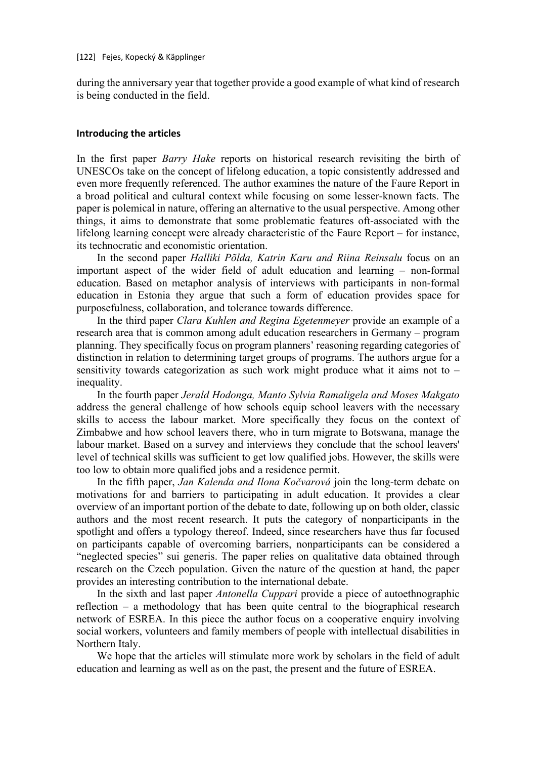during the anniversary year that together provide a good example of what kind of research is being conducted in the field.

## Introducing the articles

In the first paper *Barry Hake* reports on historical research revisiting the birth of UNESCOs take on the concept of lifelong education, a topic consistently addressed and even more frequently referenced. The author examines the nature of the Faure Report in a broad political and cultural context while focusing on some lesser-known facts. The paper is polemical in nature, offering an alternative to the usual perspective. Among other things, it aims to demonstrate that some problematic features oft-associated with the lifelong learning concept were already characteristic of the Faure Report – for instance, its technocratic and economistic orientation.

In the second paper *Halliki Põlda, Katrin Karu and Riina Reinsalu* focus on an important aspect of the wider field of adult education and learning – non-formal education. Based on metaphor analysis of interviews with participants in non-formal education in Estonia they argue that such a form of education provides space for purposefulness, collaboration, and tolerance towards difference.

In the third paper *Clara Kuhlen and Regina Egetenmeyer* provide an example of a research area that is common among adult education researchers in Germany – program planning. They specifically focus on program planners' reasoning regarding categories of distinction in relation to determining target groups of programs. The authors argue for a sensitivity towards categorization as such work might produce what it aims not to – inequality.

In the fourth paper *Jerald Hodonga, Manto Sylvia Ramaligela and Moses Makgato* address the general challenge of how schools equip school leavers with the necessary skills to access the labour market. More specifically they focus on the context of Zimbabwe and how school leavers there, who in turn migrate to Botswana, manage the labour market. Based on a survey and interviews they conclude that the school leavers' level of technical skills was sufficient to get low qualified jobs. However, the skills were too low to obtain more qualified jobs and a residence permit.

In the fifth paper, *Jan Kalenda and Ilona Kočvarová* join the long-term debate on motivations for and barriers to participating in adult education. It provides a clear overview of an important portion of the debate to date, following up on both older, classic authors and the most recent research. It puts the category of nonparticipants in the spotlight and offers a typology thereof. Indeed, since researchers have thus far focused on participants capable of overcoming barriers, nonparticipants can be considered a "neglected species" sui generis. The paper relies on qualitative data obtained through research on the Czech population. Given the nature of the question at hand, the paper provides an interesting contribution to the international debate.

In the sixth and last paper *Antonella Cuppari* provide a piece of autoethnographic reflection – a methodology that has been quite central to the biographical research network of ESREA. In this piece the author focus on a cooperative enquiry involving social workers, volunteers and family members of people with intellectual disabilities in Northern Italy.

We hope that the articles will stimulate more work by scholars in the field of adult education and learning as well as on the past, the present and the future of ESREA.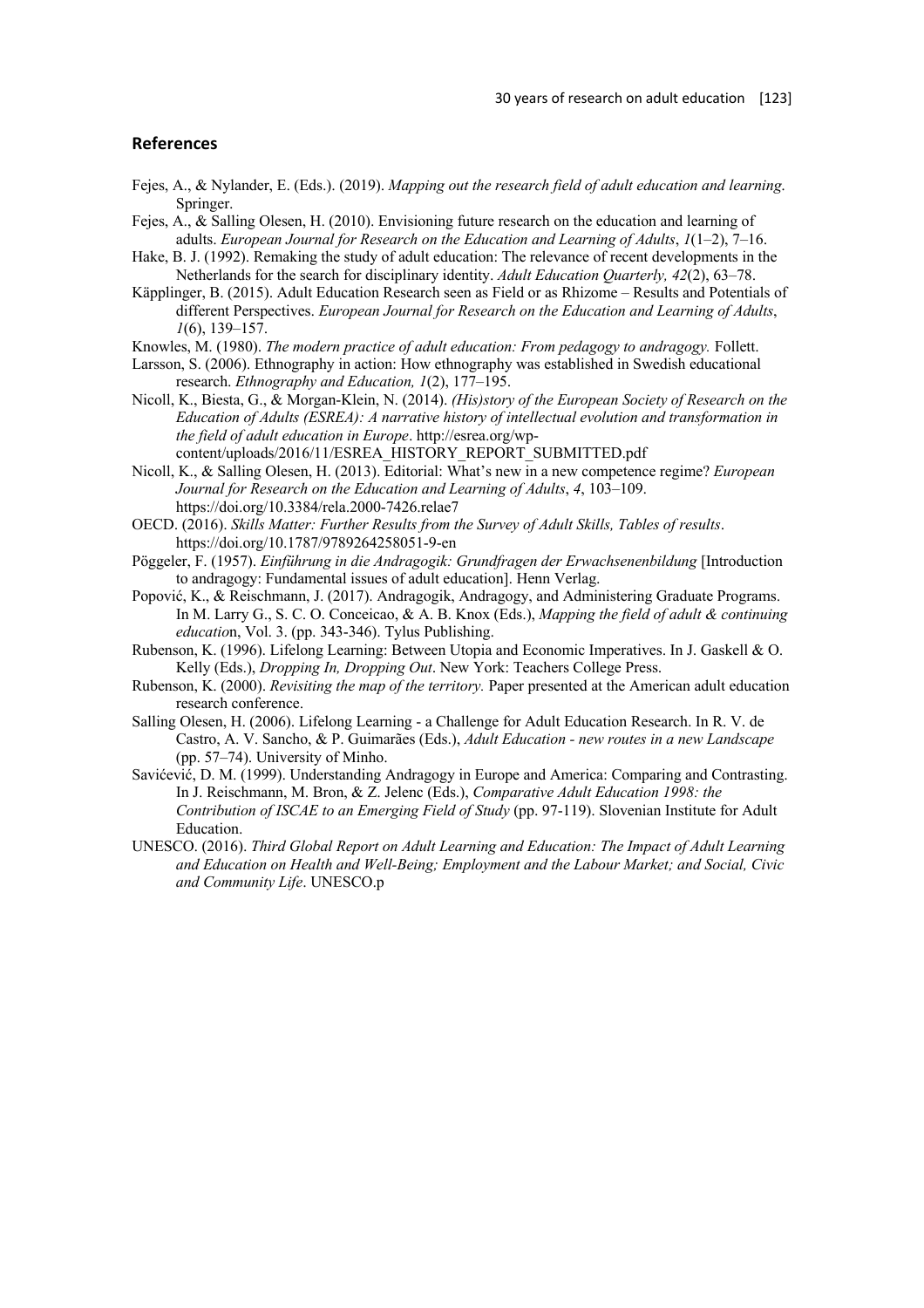## References

Fejes, A., & Nylander, E. (Eds.). (2019). *Mapping out the research field of adult education and learning*. Springer.

Fejes, A., & Salling Olesen, H. (2010). Envisioning future research on the education and learning of adults. *European Journal for Research on the Education and Learning of Adults*, *1*(1–2), 7–16.

Hake, B. J. (1992). Remaking the study of adult education: The relevance of recent developments in the Netherlands for the search for disciplinary identity. *Adult Education Quarterly, 42*(2), 63–78.

Käpplinger, B. (2015). Adult Education Research seen as Field or as Rhizome – Results and Potentials of different Perspectives. *European Journal for Research on the Education and Learning of Adults*, *1*(6), 139–157.

Knowles, M. (1980). *The modern practice of adult education: From pedagogy to andragogy.* Follett.

Larsson, S. (2006). Ethnography in action: How ethnography was established in Swedish educational research. *Ethnography and Education, 1*(2), 177–195.

Nicoll, K., Biesta, G., & Morgan-Klein, N. (2014). *(His)story of the European Society of Research on the Education of Adults (ESREA): A narrative history of intellectual evolution and transformation in the field of adult education in Europe*. http://esrea.org/wp-content/uploads/2016/11/ESREA_HISTORY_REPORT_SUBMITTED.pdf

Nicoll, K., & Salling Olesen, H. (2013). Editorial: What's new in a new competence regime? *European Journal for Research on the Education and Learning of Adults*, *4*, 103–109. https://doi.org/10.3384/rela.2000-7426.relae7

OECD. (2016). *Skills Matter: Further Results from the Survey of Adult Skills, Tables of results*. https://doi.org/10.1787/9789264258051-9-en

Pöggeler, F. (1957). *Einführung in die Andragogik: Grundfragen der Erwachsenenbildung* [Introduction to andragogy: Fundamental issues of adult education]. Henn Verlag.

Popović, K., & Reischmann, J. (2017). Andragogik, Andragogy, and Administering Graduate Programs. In M. Larry G., S. C. O. Conceicao, & A. B. Knox (Eds.), *Mapping the field of adult & continuing educatio*n, Vol. 3. (pp. 343-346). Tylus Publishing.

Rubenson, K. (1996). Lifelong Learning: Between Utopia and Economic Imperatives. In J. Gaskell & O. Kelly (Eds.), *Dropping In, Dropping Out*. New York: Teachers College Press.

Rubenson, K. (2000). *Revisiting the map of the territory.* Paper presented at the American adult education research conference.

Salling Olesen, H. (2006). Lifelong Learning - a Challenge for Adult Education Research. In R. V. de Castro, A. V. Sancho, & P. Guimarães (Eds.), *Adult Education - new routes in a new Landscape* (pp. 57–74). University of Minho.

Savićević, D. M. (1999). Understanding Andragogy in Europe and America: Comparing and Contrasting. In J. Reischmann, M. Bron, & Z. Jelenc (Eds.), *Comparative Adult Education 1998: the Contribution of ISCAE to an Emerging Field of Study* (pp. 97-119). Slovenian Institute for Adult Education.

UNESCO. (2016). *Third Global Report on Adult Learning and Education: The Impact of Adult Learning and Education on Health and Well-Being; Employment and the Labour Market; and Social, Civic and Community Life*. UNESCO.p